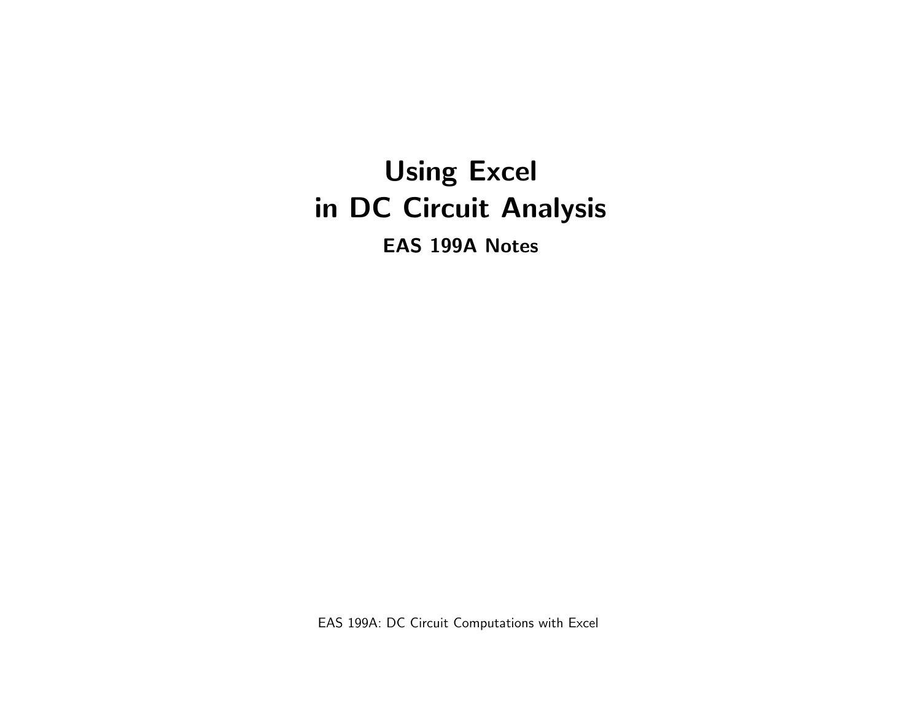# Using Excel in DC Circuit Analysis

## EAS 199A Notes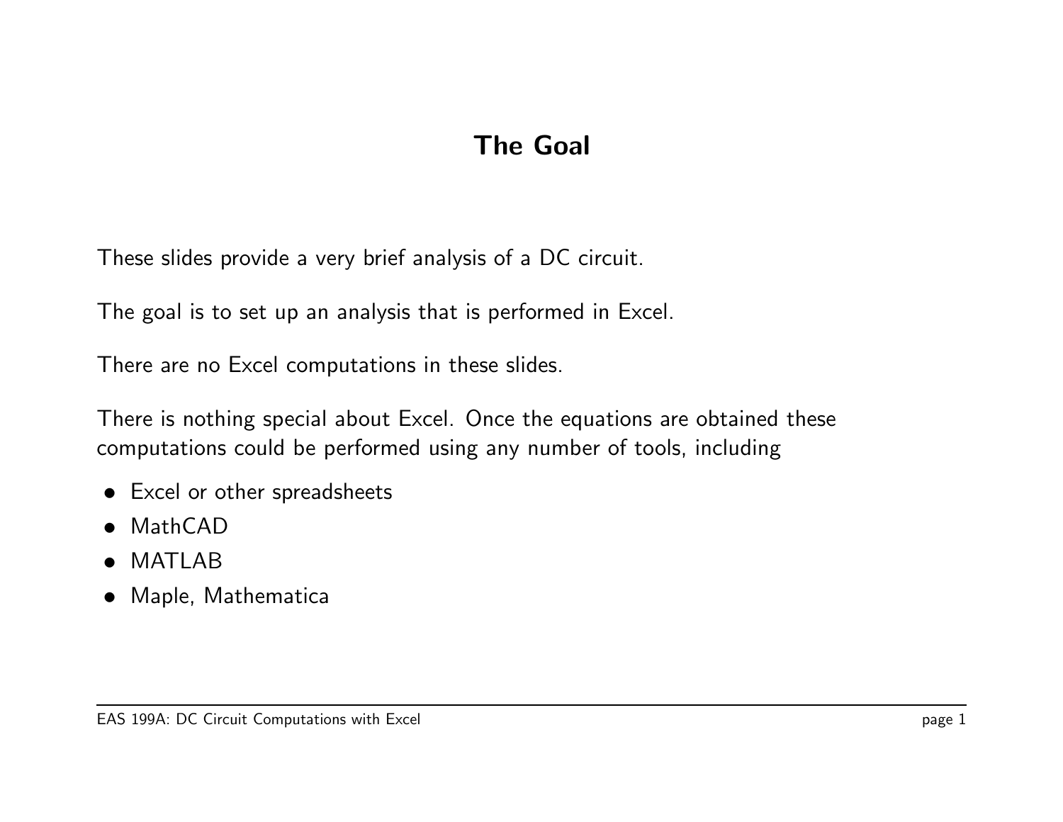# The Goal

These slides provide a very brief analysis of a DC circuit.

The goal is to set up an analysis that is performed in Excel.

There are no Excel computations in these slides.

There is nothing special about Excel. Once the equations are obtained these computations could be performed using any number of tools, including

- Excel or other spreadsheets
- MathCAD
- MATLAB
- Maple, Mathematica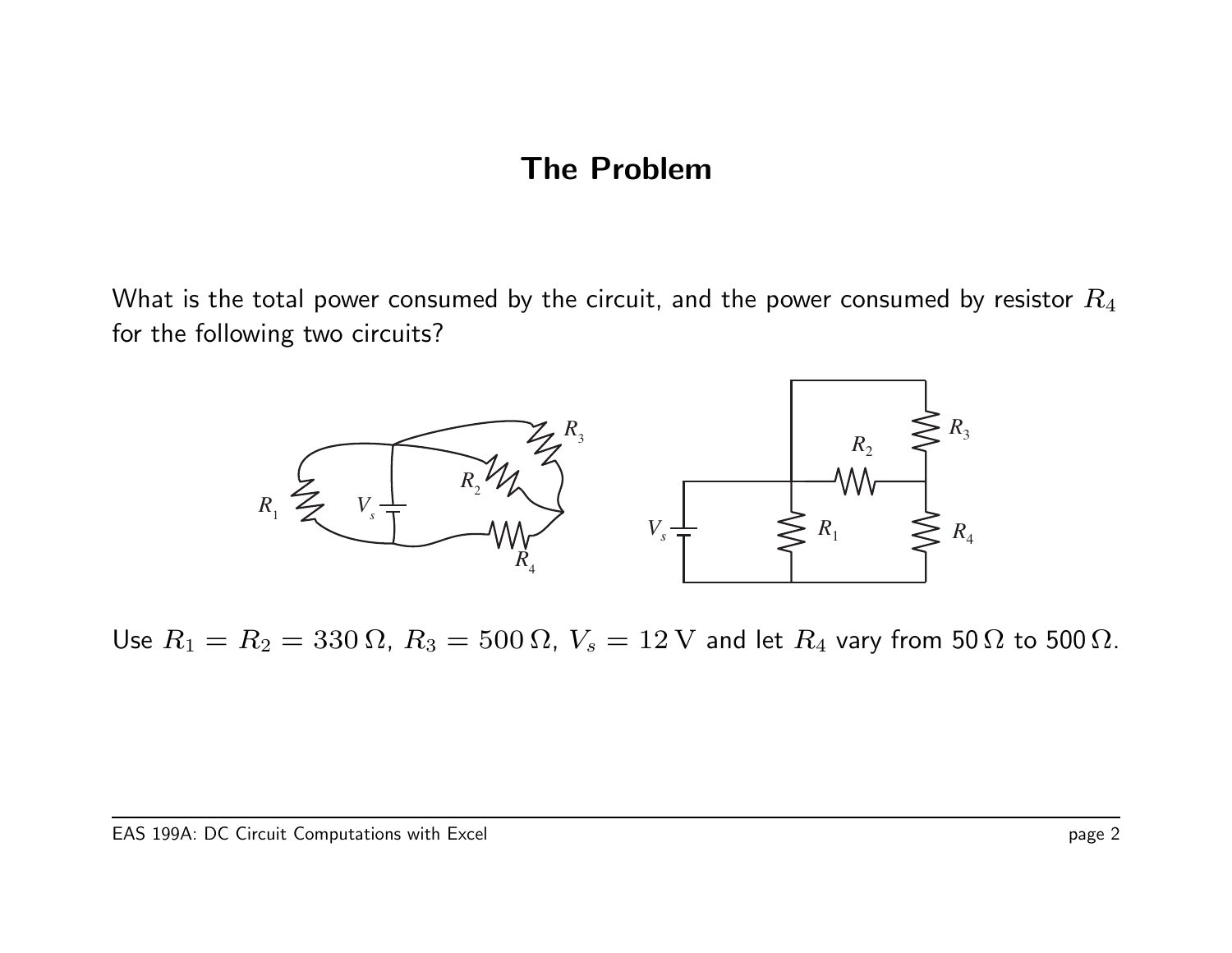# The Problem

What is the total power consumed by the circuit, and the power consumed by resistor $R_4$ for the following two circuits?

Use $R_1 = R_2 = 330\,\Omega$, $R_3 = 500\,\Omega$, $V_s = 12\,\text{V}$ and let $R_4$ vary from 50 $\Omega$ to 500 $\Omega$.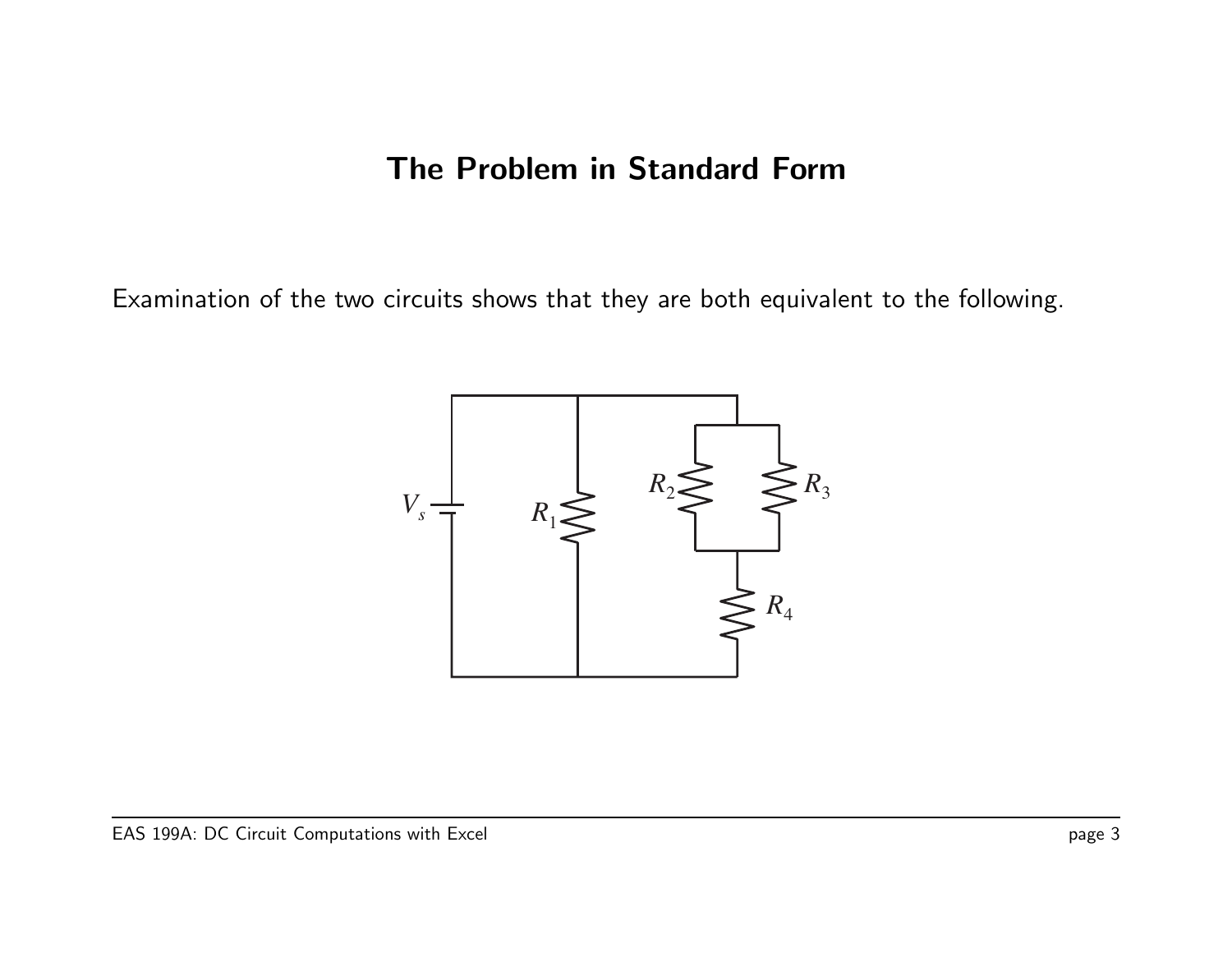# The Problem in Standard Form

Examination of the two circuits shows that they are both equivalent to the following.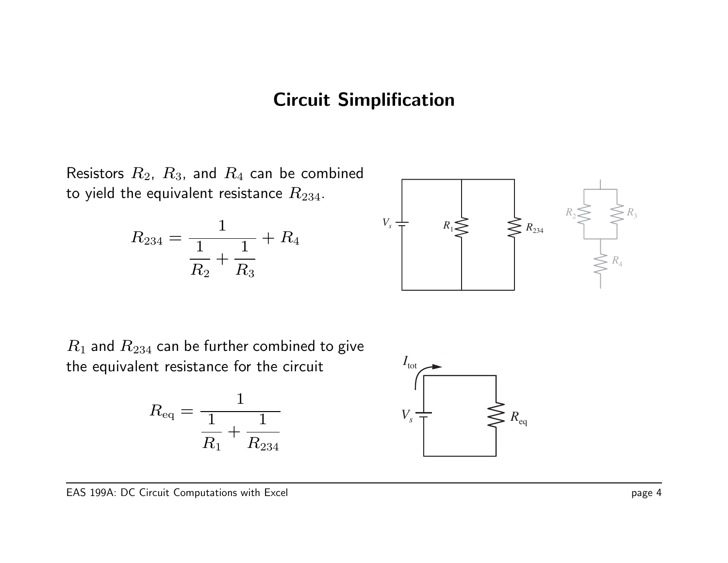# Circuit Simplification

Resistors $R_2$, $R_3$, and $R_4$ can be combined to yield the equivalent resistance $R_{234}$.

$$R_{234} = \frac{1}{\dfrac{1}{R_2} + \dfrac{1}{R_3}} + R_4$$

$R_1$ and $R_{234}$ can be further combined to give the equivalent resistance for the circuit

$$R_{\text{eq}} = \frac{1}{\dfrac{1}{R_1} + \dfrac{1}{R_{234}}}$$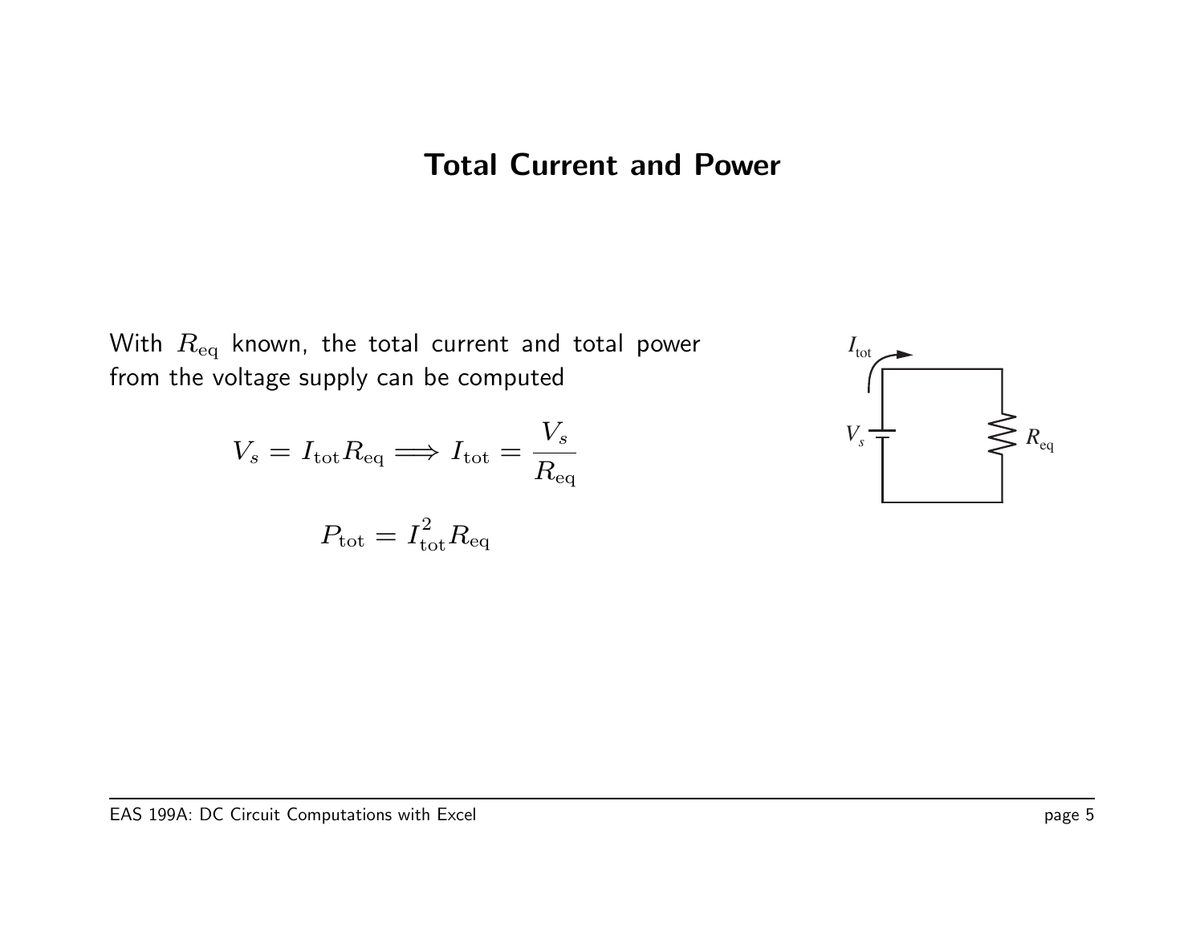# Total Current and Power

With $R_{\text{eq}}$ known, the total current and total power from the voltage supply can be computed

$$V_s = I_{\text{tot}} R_{\text{eq}} \Longrightarrow I_{\text{tot}} = \frac{V_s}{R_{\text{eq}}}$$

$$P_{\text{tot}} = I_{\text{tot}}^2 R_{\text{eq}}$$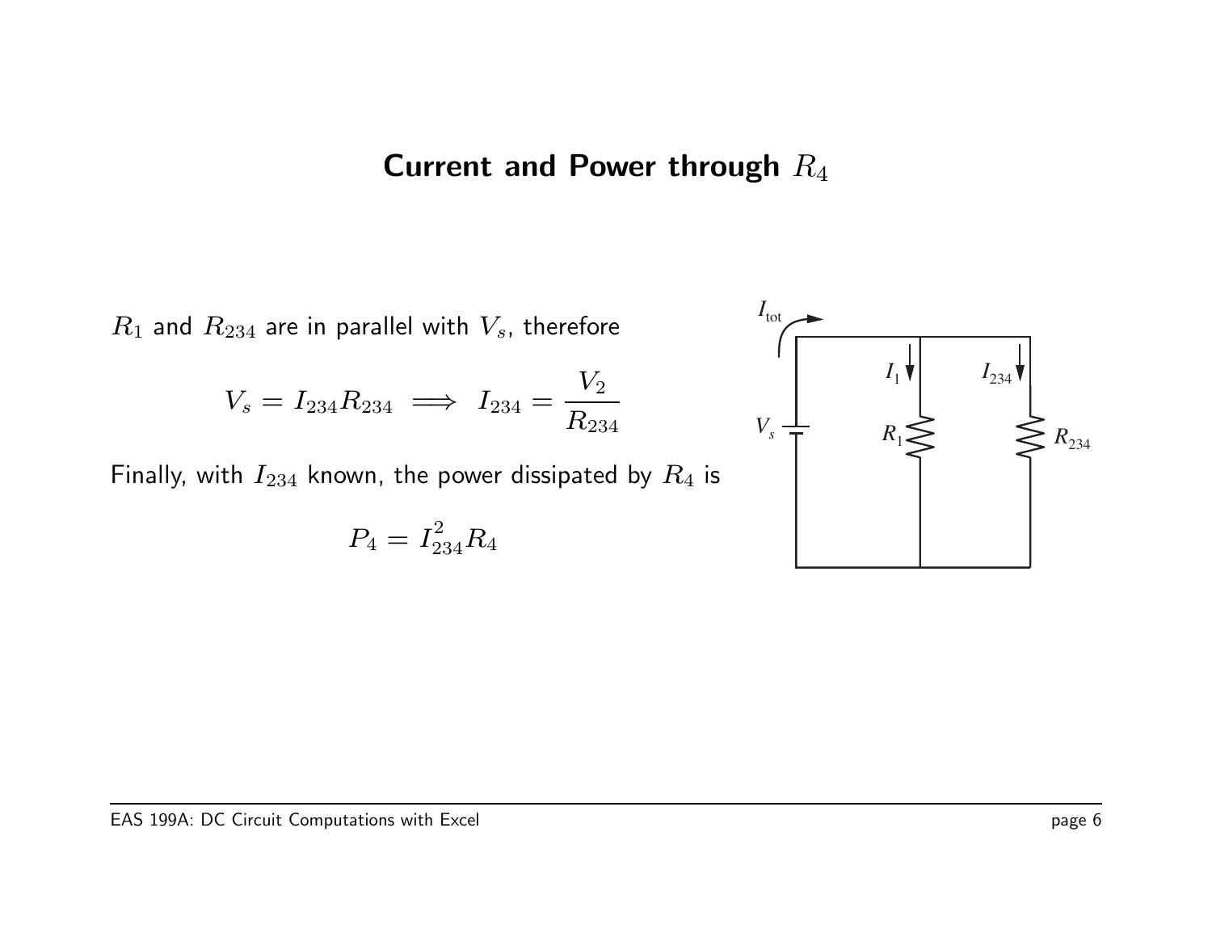## Current and Power through $R_4$

$R_1$ and $R_{234}$ are in parallel with $V_s$, therefore

$$V_s = I_{234} R_{234} \implies I_{234} = \frac{V_2}{R_{234}}$$

Finally, with $I_{234}$ known, the power dissipated by $R_4$ is

$$P_4 = I_{234}^2 R_4$$

$I_{tot}$

$I_1$

$I_{234}$

$V_s$

$R_1$

$R_{234}$